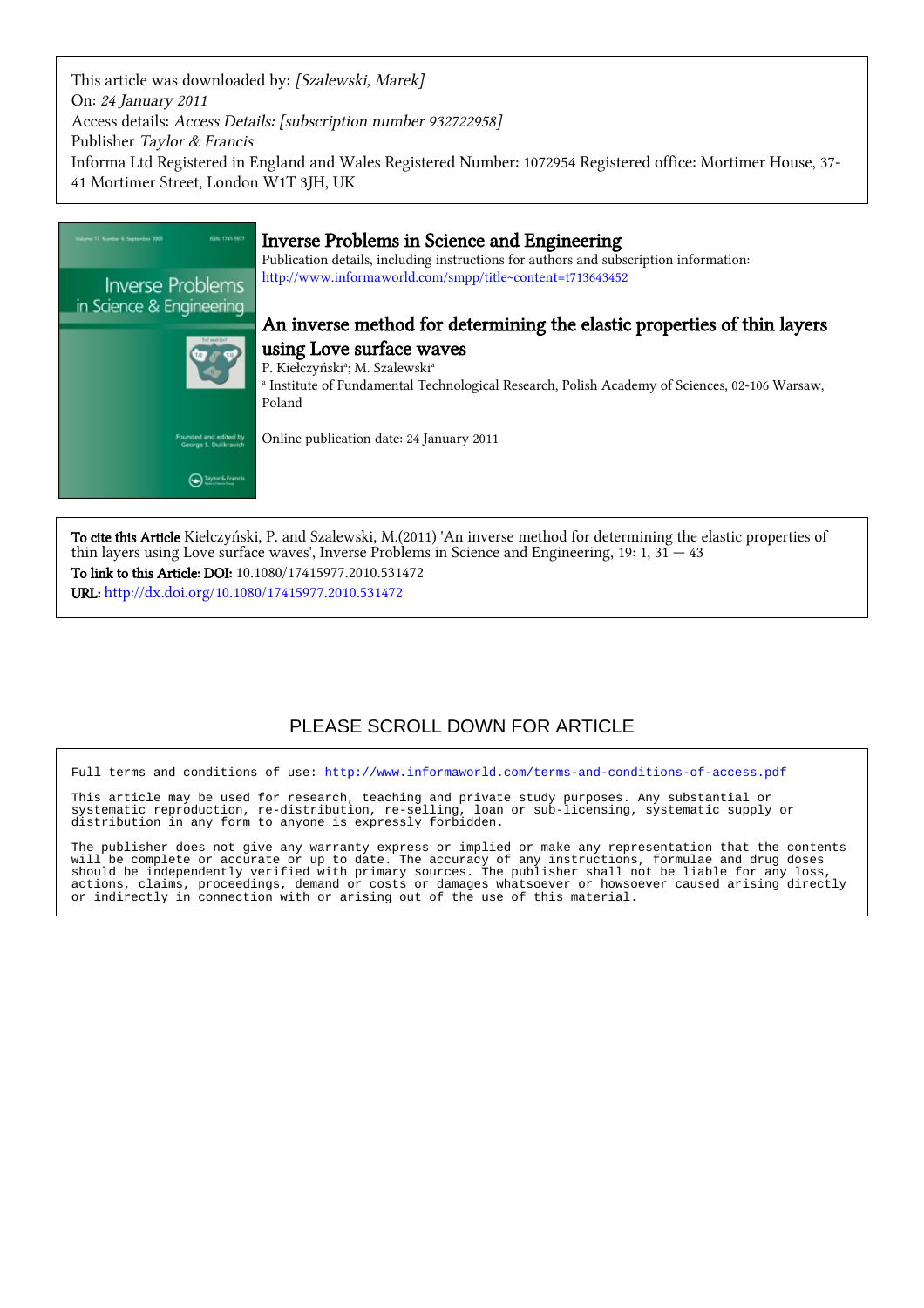This article was downloaded by: *[Szalewski, Marek]*
On: *24 January 2011*
Access details: *Access Details: [subscription number 932722958]*
Publisher *Taylor & Francis*
Informa Ltd Registered in England and Wales Registered Number: 1072954 Registered office: Mortimer House, 37-41 Mortimer Street, London W1T 3JH, UK

# Inverse Problems in Science and Engineering

Publication details, including instructions for authors and subscription information:
http://www.informaworld.com/smpp/title~content=t713643452

## An inverse method for determining the elastic properties of thin layers using Love surface waves

P. Kiełczyński[a]; M. Szalewski[a]

[a] Institute of Fundamental Technological Research, Polish Academy of Sciences, 02-106 Warsaw, Poland

Online publication date: 24 January 2011

**To cite this Article** Kiełczyński, P. and Szalewski, M.(2011) 'An inverse method for determining the elastic properties of thin layers using Love surface waves', Inverse Problems in Science and Engineering, 19: 1, 31 — 43

**To link to this Article: DOI:** 10.1080/17415977.2010.531472

**URL:** http://dx.doi.org/10.1080/17415977.2010.531472

PLEASE SCROLL DOWN FOR ARTICLE

Full terms and conditions of use: http://www.informaworld.com/terms-and-conditions-of-access.pdf

This article may be used for research, teaching and private study purposes. Any substantial or systematic reproduction, re-distribution, re-selling, loan or sub-licensing, systematic supply or distribution in any form to anyone is expressly forbidden.

The publisher does not give any warranty express or implied or make any representation that the contents will be complete or accurate or up to date. The accuracy of any instructions, formulae and drug doses should be independently verified with primary sources. The publisher shall not be liable for any loss, actions, claims, proceedings, demand or costs or damages whatsoever or howsoever caused arising directly or indirectly in connection with or arising out of the use of this material.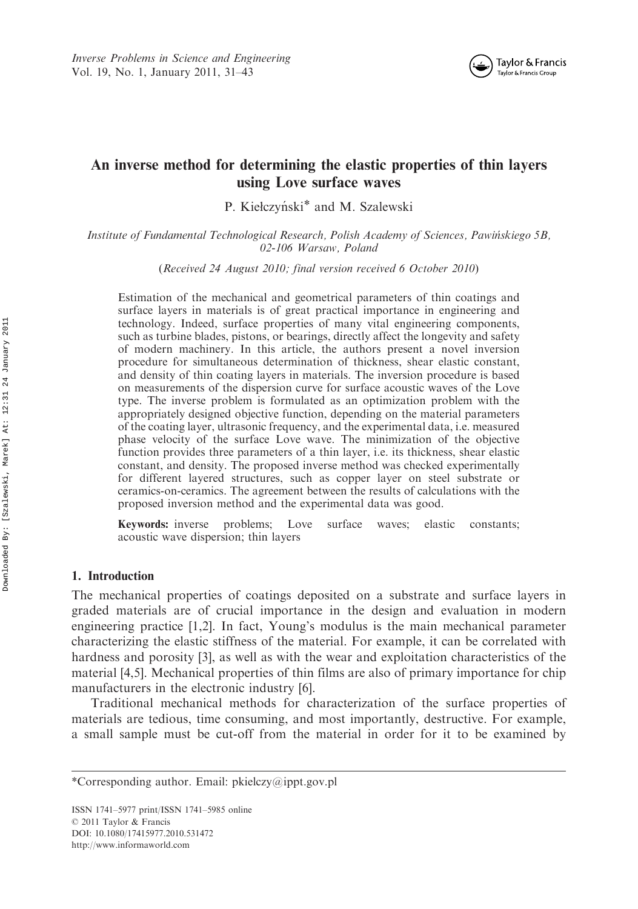# An inverse method for determining the elastic properties of thin layers using Love surface waves

P. Kiełczyński* and M. Szalewski

*Institute of Fundamental Technological Research, Polish Academy of Sciences, Pawińskiego 5B, 02-106 Warsaw, Poland*

(*Received 24 August 2010; final version received 6 October 2010*)

Estimation of the mechanical and geometrical parameters of thin coatings and surface layers in materials is of great practical importance in engineering and technology. Indeed, surface properties of many vital engineering components, such as turbine blades, pistons, or bearings, directly affect the longevity and safety of modern machinery. In this article, the authors present a novel inversion procedure for simultaneous determination of thickness, shear elastic constant, and density of thin coating layers in materials. The inversion procedure is based on measurements of the dispersion curve for surface acoustic waves of the Love type. The inverse problem is formulated as an optimization problem with the appropriately designed objective function, depending on the material parameters of the coating layer, ultrasonic frequency, and the experimental data, i.e. measured phase velocity of the surface Love wave. The minimization of the objective function provides three parameters of a thin layer, i.e. its thickness, shear elastic constant, and density. The proposed inverse method was checked experimentally for different layered structures, such as copper layer on steel substrate or ceramics-on-ceramics. The agreement between the results of calculations with the proposed inversion method and the experimental data was good.

**Keywords:** inverse problems; Love surface waves; elastic constants; acoustic wave dispersion; thin layers

## 1. Introduction

The mechanical properties of coatings deposited on a substrate and surface layers in graded materials are of crucial importance in the design and evaluation in modern engineering practice [1,2]. In fact, Young's modulus is the main mechanical parameter characterizing the elastic stiffness of the material. For example, it can be correlated with hardness and porosity [3], as well as with the wear and exploitation characteristics of the material [4,5]. Mechanical properties of thin films are also of primary importance for chip manufacturers in the electronic industry [6].

Traditional mechanical methods for characterization of the surface properties of materials are tedious, time consuming, and most importantly, destructive. For example, a small sample must be cut-off from the material in order for it to be examined by

*Corresponding author. Email: pkielczy@ippt.gov.pl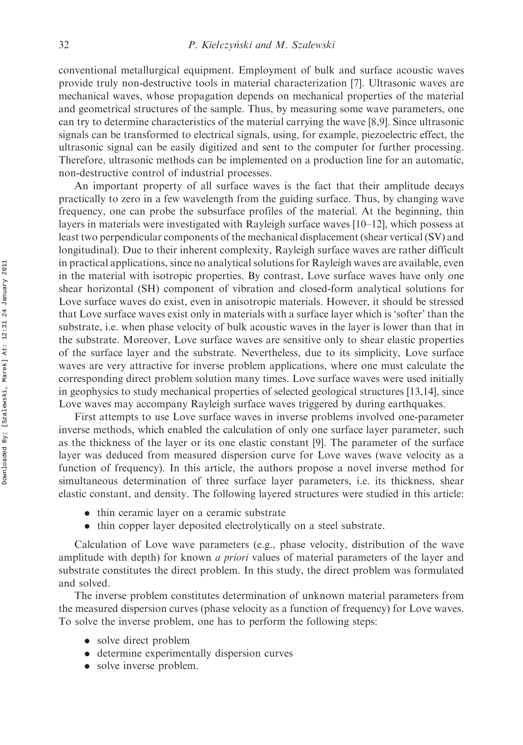conventional metallurgical equipment. Employment of bulk and surface acoustic waves provide truly non-destructive tools in material characterization [7]. Ultrasonic waves are mechanical waves, whose propagation depends on mechanical properties of the material and geometrical structures of the sample. Thus, by measuring some wave parameters, one can try to determine characteristics of the material carrying the wave [8,9]. Since ultrasonic signals can be transformed to electrical signals, using, for example, piezoelectric effect, the ultrasonic signal can be easily digitized and sent to the computer for further processing. Therefore, ultrasonic methods can be implemented on a production line for an automatic, non-destructive control of industrial processes.

An important property of all surface waves is the fact that their amplitude decays practically to zero in a few wavelength from the guiding surface. Thus, by changing wave frequency, one can probe the subsurface profiles of the material. At the beginning, thin layers in materials were investigated with Rayleigh surface waves [10–12], which possess at least two perpendicular components of the mechanical displacement (shear vertical (SV) and longitudinal). Due to their inherent complexity, Rayleigh surface waves are rather difficult in practical applications, since no analytical solutions for Rayleigh waves are available, even in the material with isotropic properties. By contrast, Love surface waves have only one shear horizontal (SH) component of vibration and closed-form analytical solutions for Love surface waves do exist, even in anisotropic materials. However, it should be stressed that Love surface waves exist only in materials with a surface layer which is 'softer' than the substrate, i.e. when phase velocity of bulk acoustic waves in the layer is lower than that in the substrate. Moreover, Love surface waves are sensitive only to shear elastic properties of the surface layer and the substrate. Nevertheless, due to its simplicity, Love surface waves are very attractive for inverse problem applications, where one must calculate the corresponding direct problem solution many times. Love surface waves were used initially in geophysics to study mechanical properties of selected geological structures [13,14], since Love waves may accompany Rayleigh surface waves triggered by during earthquakes.

First attempts to use Love surface waves in inverse problems involved one-parameter inverse methods, which enabled the calculation of only one surface layer parameter, such as the thickness of the layer or its one elastic constant [9]. The parameter of the surface layer was deduced from measured dispersion curve for Love waves (wave velocity as a function of frequency). In this article, the authors propose a novel inverse method for simultaneous determination of three surface layer parameters, i.e. its thickness, shear elastic constant, and density. The following layered structures were studied in this article:

- thin ceramic layer on a ceramic substrate
- thin copper layer deposited electrolytically on a steel substrate.

Calculation of Love wave parameters (e.g., phase velocity, distribution of the wave amplitude with depth) for known *a priori* values of material parameters of the layer and substrate constitutes the direct problem. In this study, the direct problem was formulated and solved.

The inverse problem constitutes determination of unknown material parameters from the measured dispersion curves (phase velocity as a function of frequency) for Love waves. To solve the inverse problem, one has to perform the following steps:

- solve direct problem
- determine experimentally dispersion curves
- solve inverse problem.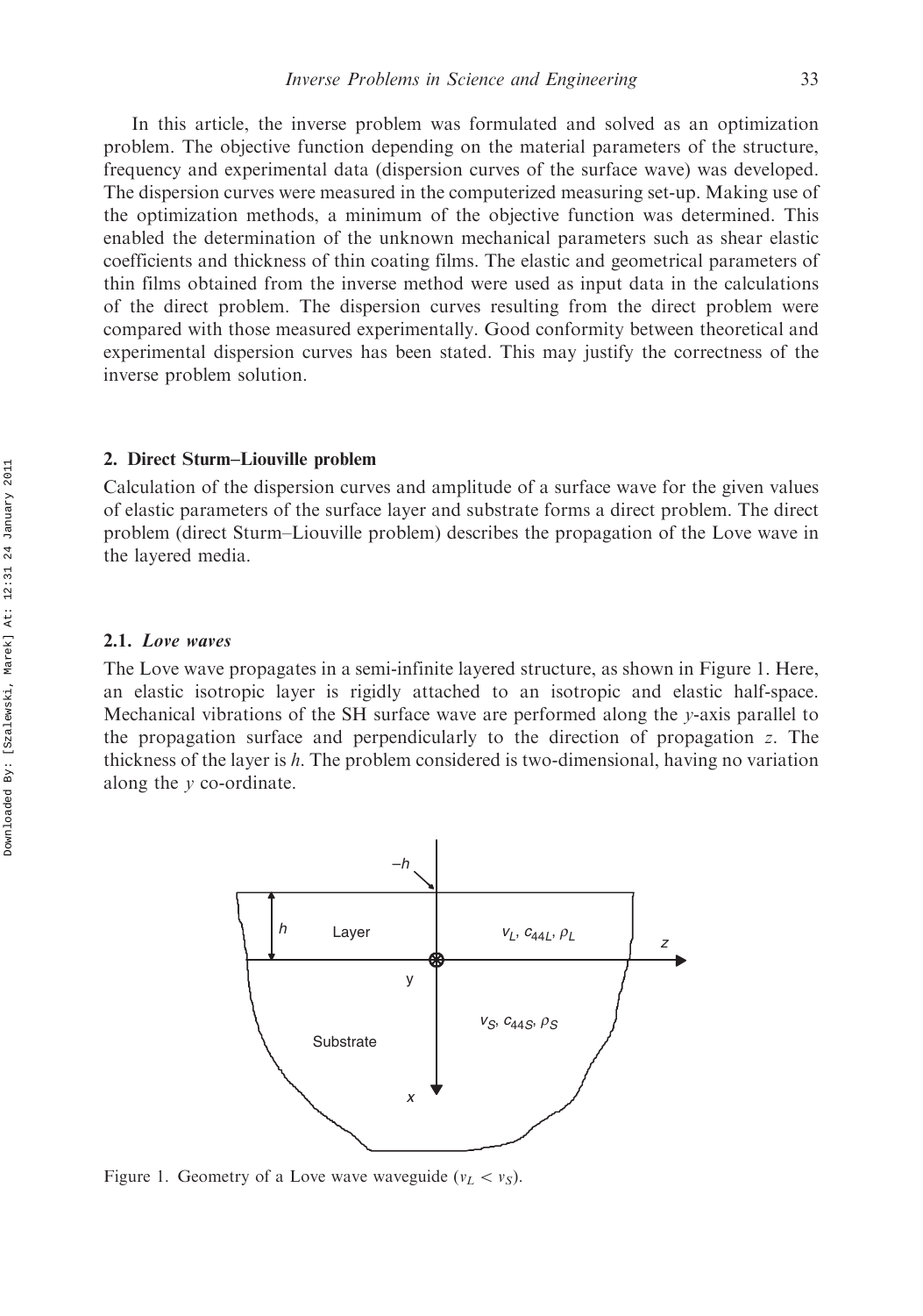In this article, the inverse problem was formulated and solved as an optimization problem. The objective function depending on the material parameters of the structure, frequency and experimental data (dispersion curves of the surface wave) was developed. The dispersion curves were measured in the computerized measuring set-up. Making use of the optimization methods, a minimum of the objective function was determined. This enabled the determination of the unknown mechanical parameters such as shear elastic coefficients and thickness of thin coating films. The elastic and geometrical parameters of thin films obtained from the inverse method were used as input data in the calculations of the direct problem. The dispersion curves resulting from the direct problem were compared with those measured experimentally. Good conformity between theoretical and experimental dispersion curves has been stated. This may justify the correctness of the inverse problem solution.

## 2. Direct Sturm–Liouville problem

Calculation of the dispersion curves and amplitude of a surface wave for the given values of elastic parameters of the surface layer and substrate forms a direct problem. The direct problem (direct Sturm–Liouville problem) describes the propagation of the Love wave in the layered media.

### 2.1. *Love waves*

The Love wave propagates in a semi-infinite layered structure, as shown in Figure 1. Here, an elastic isotropic layer is rigidly attached to an isotropic and elastic half-space. Mechanical vibrations of the SH surface wave are performed along the $y$-axis parallel to the propagation surface and perpendicularly to the direction of propagation $z$. The thickness of the layer is $h$. The problem considered is two-dimensional, having no variation along the $y$ co-ordinate.

Figure 1. Geometry of a Love wave waveguide ($v_L < v_S$).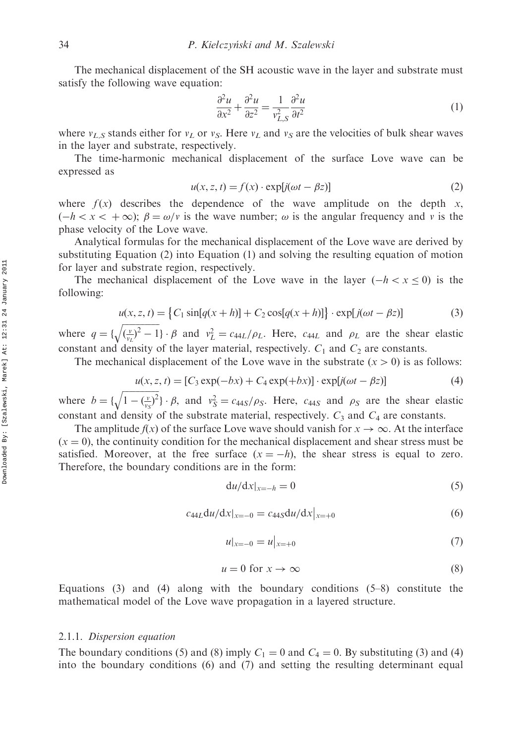The mechanical displacement of the SH acoustic wave in the layer and substrate must satisfy the following wave equation:

$$\frac{\partial^2 u}{\partial x^2} + \frac{\partial^2 u}{\partial z^2} = \frac{1}{v_{L,S}^2} \frac{\partial^2 u}{\partial t^2} \tag{1}$$

where $v_{L,S}$ stands either for $v_L$ or $v_S$. Here $v_L$ and $v_S$ are the velocities of bulk shear waves in the layer and substrate, respectively.

The time-harmonic mechanical displacement of the surface Love wave can be expressed as

$$u(x, z, t) = f(x) \cdot \exp[j(\omega t - \beta z)] \tag{2}$$

where $f(x)$ describes the dependence of the wave amplitude on the depth $x$, $(-h < x < +\infty)$; $\beta = \omega/v$ is the wave number; $\omega$ is the angular frequency and $v$ is the phase velocity of the Love wave.

Analytical formulas for the mechanical displacement of the Love wave are derived by substituting Equation (2) into Equation (1) and solving the resulting equation of motion for layer and substrate region, respectively.

The mechanical displacement of the Love wave in the layer $(-h < x \leq 0)$ is the following:

$$u(x, z, t) = \left\{C_1 \sin[q(x+h)] + C_2 \cos[q(x+h)]\right\} \cdot \exp[j(\omega t - \beta z)] \tag{3}$$

where $q = \{\sqrt{(\frac{v}{v_L})^2 - 1}\} \cdot \beta$ and $v_L^2 = c_{44L}/\rho_L$. Here, $c_{44L}$ and $\rho_L$ are the shear elastic constant and density of the layer material, respectively. $C_1$ and $C_2$ are constants.

The mechanical displacement of the Love wave in the substrate $(x > 0)$ is as follows:

$$u(x, z, t) = [C_3 \exp(-bx) + C_4 \exp(+bx)] \cdot \exp[j(\omega t - \beta z)] \tag{4}$$

where $b = \{\sqrt{1 - (\frac{v}{v_S})^2}\} \cdot \beta$, and $v_S^2 = c_{44S}/\rho_S$. Here, $c_{44S}$ and $\rho_S$ are the shear elastic constant and density of the substrate material, respectively. $C_3$ and $C_4$ are constants.

The amplitude $f(x)$ of the surface Love wave should vanish for $x \to \infty$. At the interface $(x = 0)$, the continuity condition for the mechanical displacement and shear stress must be satisfied. Moreover, at the free surface $(x = -h)$, the shear stress is equal to zero. Therefore, the boundary conditions are in the form:

$$\mathrm{d}u/\mathrm{d}x|_{x=-h} = 0 \tag{5}$$

$$c_{44L}\mathrm{d}u/\mathrm{d}x|_{x=-0} = c_{44S}\mathrm{d}u/\mathrm{d}x\big|_{x=+0} \tag{6}$$

$$u|_{x=-0} = u\big|_{x=+0} \tag{7}$$

$$u = 0 \text{ for } x \to \infty \tag{8}$$

Equations (3) and (4) along with the boundary conditions (5–8) constitute the mathematical model of the Love wave propagation in a layered structure.

#### 2.1.1. *Dispersion equation*

The boundary conditions (5) and (8) imply $C_1 = 0$ and $C_4 = 0$. By substituting (3) and (4) into the boundary conditions (6) and (7) and setting the resulting determinant equal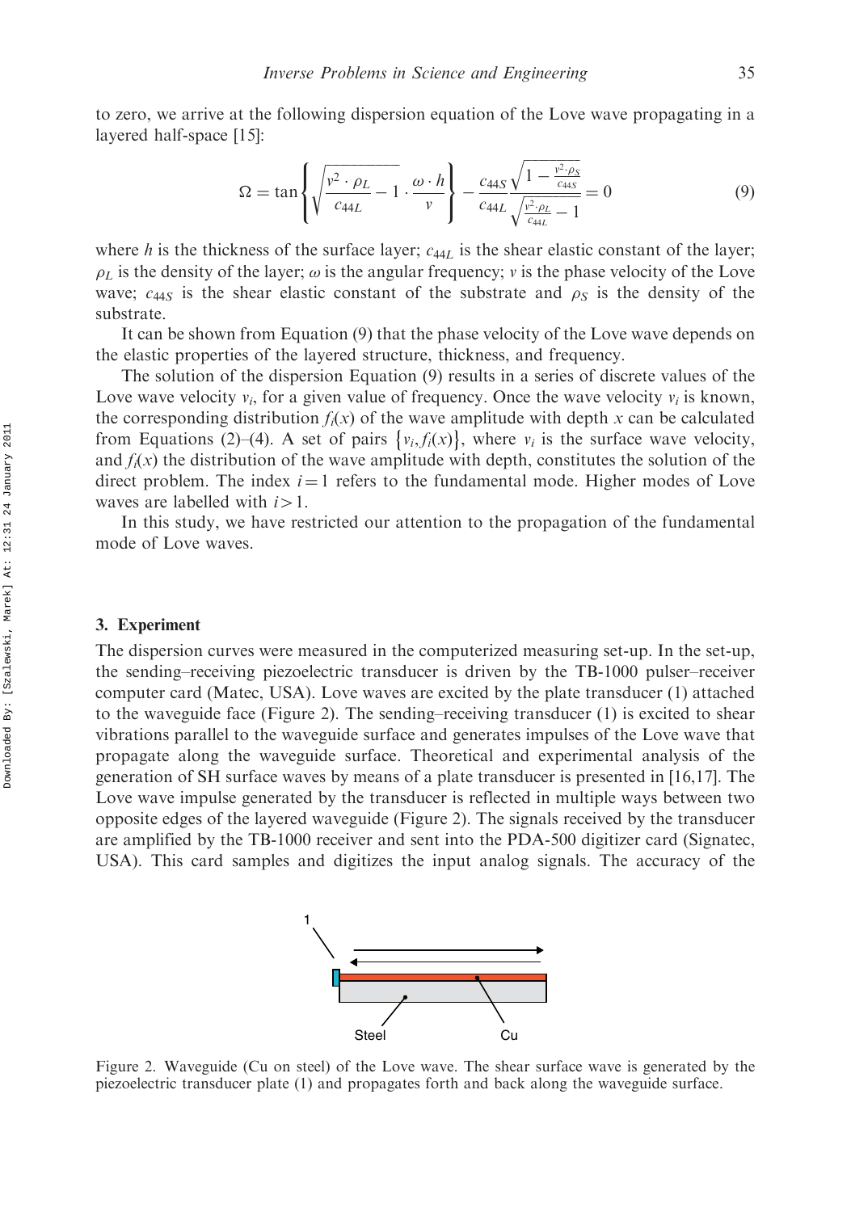to zero, we arrive at the following dispersion equation of the Love wave propagating in a layered half-space [15]:

$$\Omega = \tan\left\{\sqrt{\frac{v^2 \cdot \rho_L}{c_{44L}} - 1} \cdot \frac{\omega \cdot h}{v}\right\} - \frac{c_{44S}}{c_{44L}} \frac{\sqrt{1 - \frac{v^2 \cdot \rho_S}{c_{44S}}}}{\sqrt{\frac{v^2 \cdot \rho_L}{c_{44L}} - 1}} = 0 \tag{9}$$

where $h$ is the thickness of the surface layer; $c_{44L}$ is the shear elastic constant of the layer; $\rho_L$ is the density of the layer; $\omega$ is the angular frequency; $v$ is the phase velocity of the Love wave; $c_{44S}$ is the shear elastic constant of the substrate and $\rho_S$ is the density of the substrate.

It can be shown from Equation (9) that the phase velocity of the Love wave depends on the elastic properties of the layered structure, thickness, and frequency.

The solution of the dispersion Equation (9) results in a series of discrete values of the Love wave velocity $v_i$, for a given value of frequency. Once the wave velocity $v_i$ is known, the corresponding distribution $f_i(x)$ of the wave amplitude with depth $x$ can be calculated from Equations (2)–(4). A set of pairs $\{v_i, f_i(x)\}$, where $v_i$ is the surface wave velocity, and $f_i(x)$ the distribution of the wave amplitude with depth, constitutes the solution of the direct problem. The index $i = 1$ refers to the fundamental mode. Higher modes of Love waves are labelled with $i > 1$.

In this study, we have restricted our attention to the propagation of the fundamental mode of Love waves.

## 3. Experiment

The dispersion curves were measured in the computerized measuring set-up. In the set-up, the sending–receiving piezoelectric transducer is driven by the TB-1000 pulser–receiver computer card (Matec, USA). Love waves are excited by the plate transducer (1) attached to the waveguide face (Figure 2). The sending–receiving transducer (1) is excited to shear vibrations parallel to the waveguide surface and generates impulses of the Love wave that propagate along the waveguide surface. Theoretical and experimental analysis of the generation of SH surface waves by means of a plate transducer is presented in [16,17]. The Love wave impulse generated by the transducer is reflected in multiple ways between two opposite edges of the layered waveguide (Figure 2). The signals received by the transducer are amplified by the TB-1000 receiver and sent into the PDA-500 digitizer card (Signatec, USA). This card samples and digitizes the input analog signals. The accuracy of the

Figure 2. Waveguide (Cu on steel) of the Love wave. The shear surface wave is generated by the piezoelectric transducer plate (1) and propagates forth and back along the waveguide surface.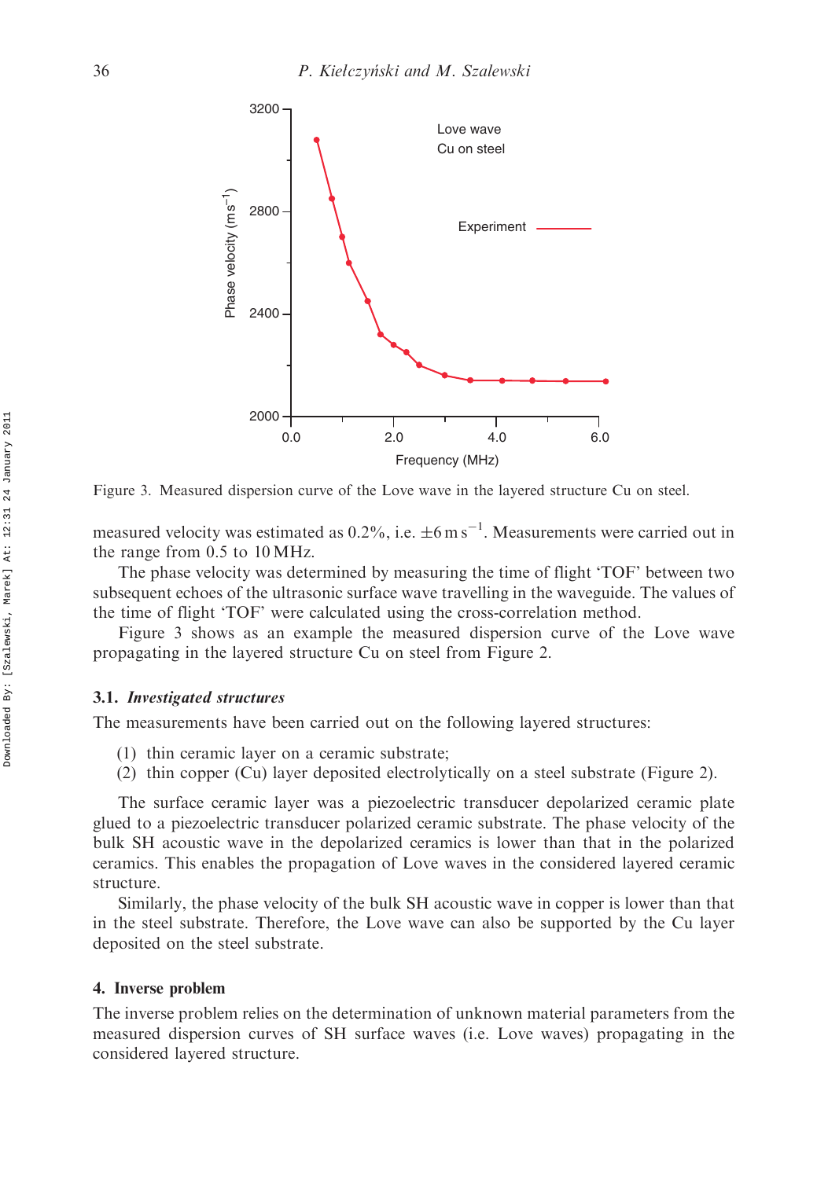Figure 3. Measured dispersion curve of the Love wave in the layered structure Cu on steel.

measured velocity was estimated as 0.2%, i.e. $\pm 6\,\mathrm{m\,s^{-1}}$. Measurements were carried out in the range from 0.5 to 10 MHz.

The phase velocity was determined by measuring the time of flight 'TOF' between two subsequent echoes of the ultrasonic surface wave travelling in the waveguide. The values of the time of flight 'TOF' were calculated using the cross-correlation method.

Figure 3 shows as an example the measured dispersion curve of the Love wave propagating in the layered structure Cu on steel from Figure 2.

### 3.1. *Investigated structures*

The measurements have been carried out on the following layered structures:

(1) thin ceramic layer on a ceramic substrate;
(2) thin copper (Cu) layer deposited electrolytically on a steel substrate (Figure 2).

The surface ceramic layer was a piezoelectric transducer depolarized ceramic plate glued to a piezoelectric transducer polarized ceramic substrate. The phase velocity of the bulk SH acoustic wave in the depolarized ceramics is lower than that in the polarized ceramics. This enables the propagation of Love waves in the considered layered ceramic structure.

Similarly, the phase velocity of the bulk SH acoustic wave in copper is lower than that in the steel substrate. Therefore, the Love wave can also be supported by the Cu layer deposited on the steel substrate.

## 4. Inverse problem

The inverse problem relies on the determination of unknown material parameters from the measured dispersion curves of SH surface waves (i.e. Love waves) propagating in the considered layered structure.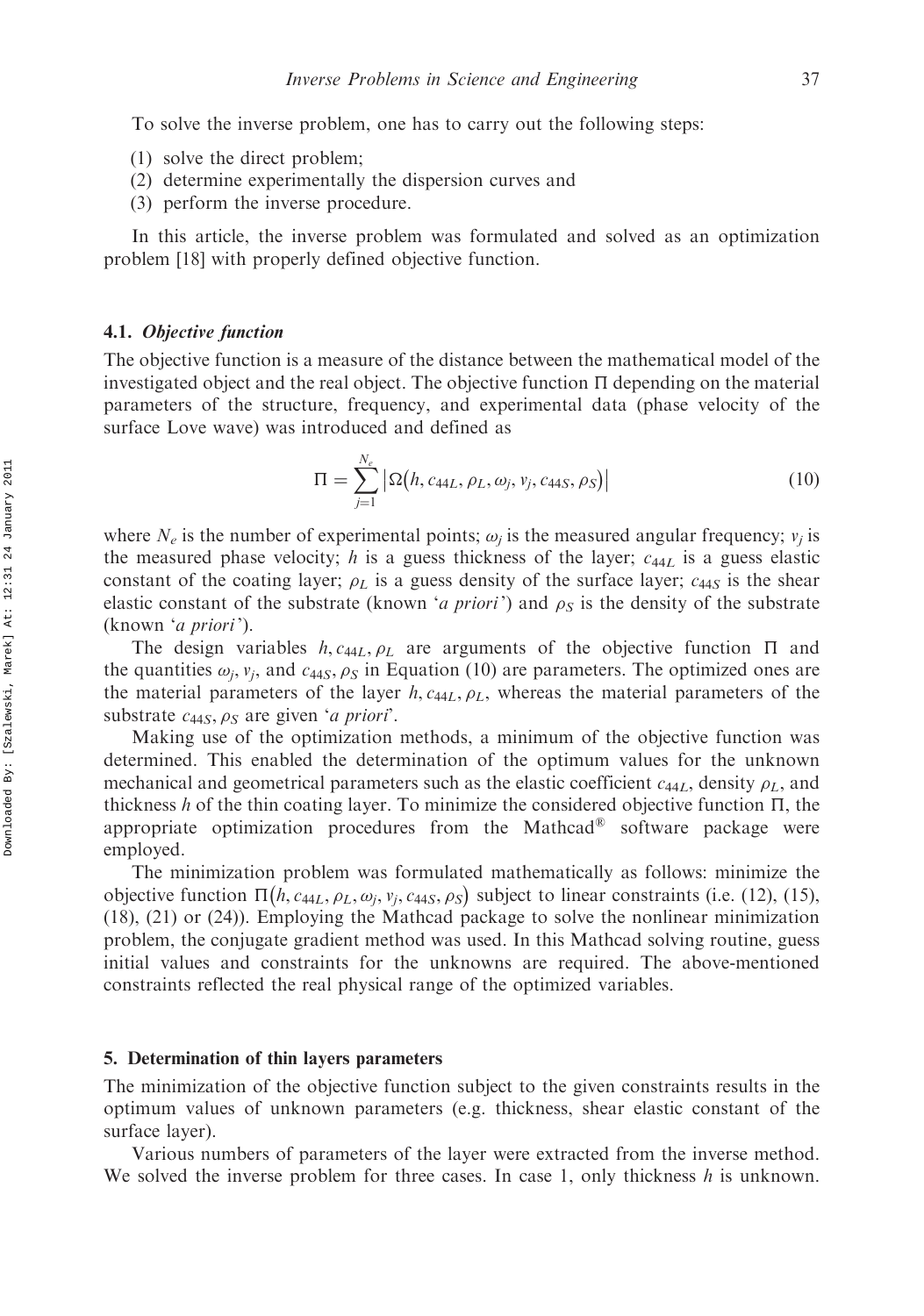To solve the inverse problem, one has to carry out the following steps:

(1) solve the direct problem;
(2) determine experimentally the dispersion curves and
(3) perform the inverse procedure.

In this article, the inverse problem was formulated and solved as an optimization problem [18] with properly defined objective function.

### 4.1. *Objective function*

The objective function is a measure of the distance between the mathematical model of the investigated object and the real object. The objective function $\Pi$ depending on the material parameters of the structure, frequency, and experimental data (phase velocity of the surface Love wave) was introduced and defined as

$$\Pi = \sum_{j=1}^{N_e} \left| \Omega\left(h, c_{44L}, \rho_L, \omega_j, v_j, c_{44S}, \rho_S\right) \right| \tag{10}$$

where $N_e$ is the number of experimental points; $\omega_j$ is the measured angular frequency; $v_j$ is the measured phase velocity; $h$ is a guess thickness of the layer; $c_{44L}$ is a guess elastic constant of the coating layer; $\rho_L$ is a guess density of the surface layer; $c_{44S}$ is the shear elastic constant of the substrate (known '*a priori*') and $\rho_S$ is the density of the substrate (known '*a priori*').

The design variables $h, c_{44L}, \rho_L$ are arguments of the objective function $\Pi$ and the quantities $\omega_j, v_j$, and $c_{44S}, \rho_S$ in Equation (10) are parameters. The optimized ones are the material parameters of the layer $h, c_{44L}, \rho_L$, whereas the material parameters of the substrate $c_{44S}, \rho_S$ are given '*a priori*'.

Making use of the optimization methods, a minimum of the objective function was determined. This enabled the determination of the optimum values for the unknown mechanical and geometrical parameters such as the elastic coefficient $c_{44L}$, density $\rho_L$, and thickness $h$ of the thin coating layer. To minimize the considered objective function $\Pi$, the appropriate optimization procedures from the Mathcad® software package were employed.

The minimization problem was formulated mathematically as follows: minimize the objective function $\Pi\left(h, c_{44L}, \rho_L, \omega_j, v_j, c_{44S}, \rho_S\right)$ subject to linear constraints (i.e. (12), (15), (18), (21) or (24)). Employing the Mathcad package to solve the nonlinear minimization problem, the conjugate gradient method was used. In this Mathcad solving routine, guess initial values and constraints for the unknowns are required. The above-mentioned constraints reflected the real physical range of the optimized variables.

## 5. Determination of thin layers parameters

The minimization of the objective function subject to the given constraints results in the optimum values of unknown parameters (e.g. thickness, shear elastic constant of the surface layer).

Various numbers of parameters of the layer were extracted from the inverse method. We solved the inverse problem for three cases. In case 1, only thickness $h$ is unknown.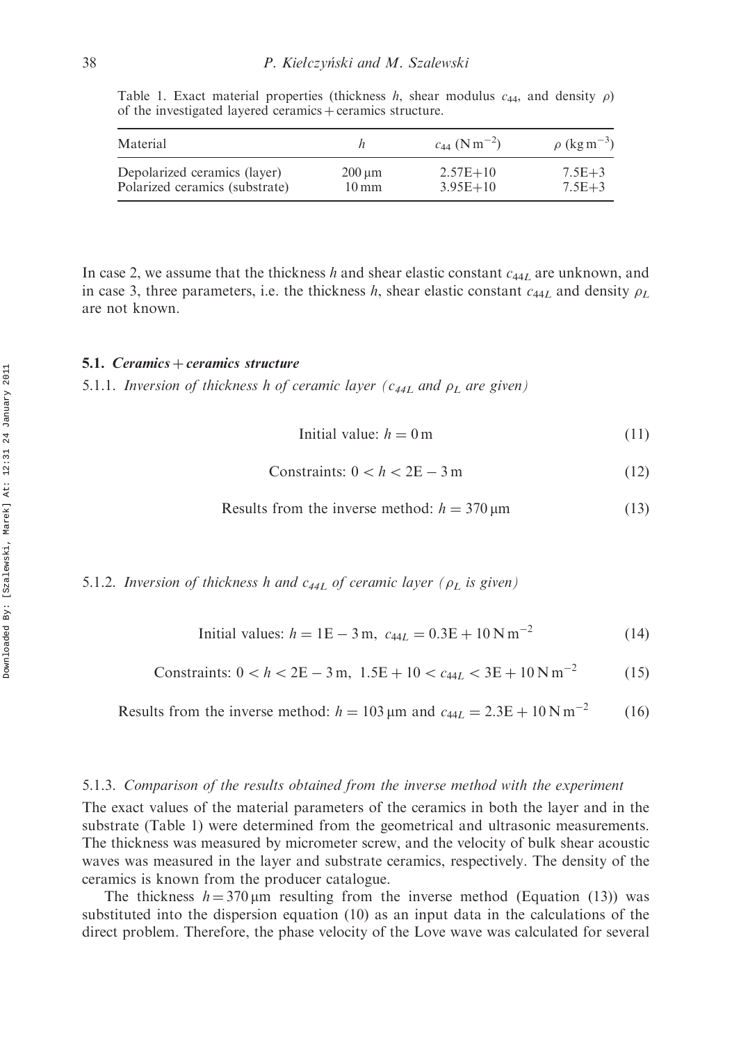Table 1. Exact material properties (thickness $h$, shear modulus $c_{44}$, and density $\rho$) of the investigated layered ceramics + ceramics structure.

| Material | $h$ | $c_{44}$ ($\mathrm{N\,m^{-2}}$) | $\rho$ ($\mathrm{kg\,m^{-3}}$) |
|---|---|---|---|
| Depolarized ceramics (layer) | 200 μm | 2.57E+10 | 7.5E+3 |
| Polarized ceramics (substrate) | 10 mm | 3.95E+10 | 7.5E+3 |

In case 2, we assume that the thickness $h$ and shear elastic constant $c_{44L}$ are unknown, and in case 3, three parameters, i.e. the thickness $h$, shear elastic constant $c_{44L}$ and density $\rho_L$ are not known.

### 5.1. *Ceramics + ceramics structure*

#### 5.1.1. *Inversion of thickness h of ceramic layer ($c_{44L}$ and $\rho_L$ are given)*

$$\text{Initial value: } h = 0\,\text{m} \tag{11}$$

$$\text{Constraints: } 0 < h < 2\text{E} - 3\,\text{m} \tag{12}$$

$$\text{Results from the inverse method: } h = 370\,\mu\text{m} \tag{13}$$

#### 5.1.2. *Inversion of thickness h and $c_{44L}$ of ceramic layer ($\rho_L$ is given)*

$$\text{Initial values: } h = 1\text{E} - 3\,\text{m},\ c_{44L} = 0.3\text{E} + 10\,\text{N}\,\text{m}^{-2} \tag{14}$$

$$\text{Constraints: } 0 < h < 2\text{E} - 3\,\text{m},\ 1.5\text{E} + 10 < c_{44L} < 3\text{E} + 10\,\text{N}\,\text{m}^{-2} \tag{15}$$

$$\text{Results from the inverse method: } h = 103\,\mu\text{m and } c_{44L} = 2.3\text{E} + 10\,\text{N}\,\text{m}^{-2} \tag{16}$$

#### 5.1.3. *Comparison of the results obtained from the inverse method with the experiment*

The exact values of the material parameters of the ceramics in both the layer and in the substrate (Table 1) were determined from the geometrical and ultrasonic measurements. The thickness was measured by micrometer screw, and the velocity of bulk shear acoustic waves was measured in the layer and substrate ceramics, respectively. The density of the ceramics is known from the producer catalogue.

The thickness $h = 370\,\mu\text{m}$ resulting from the inverse method (Equation (13)) was substituted into the dispersion equation (10) as an input data in the calculations of the direct problem. Therefore, the phase velocity of the Love wave was calculated for several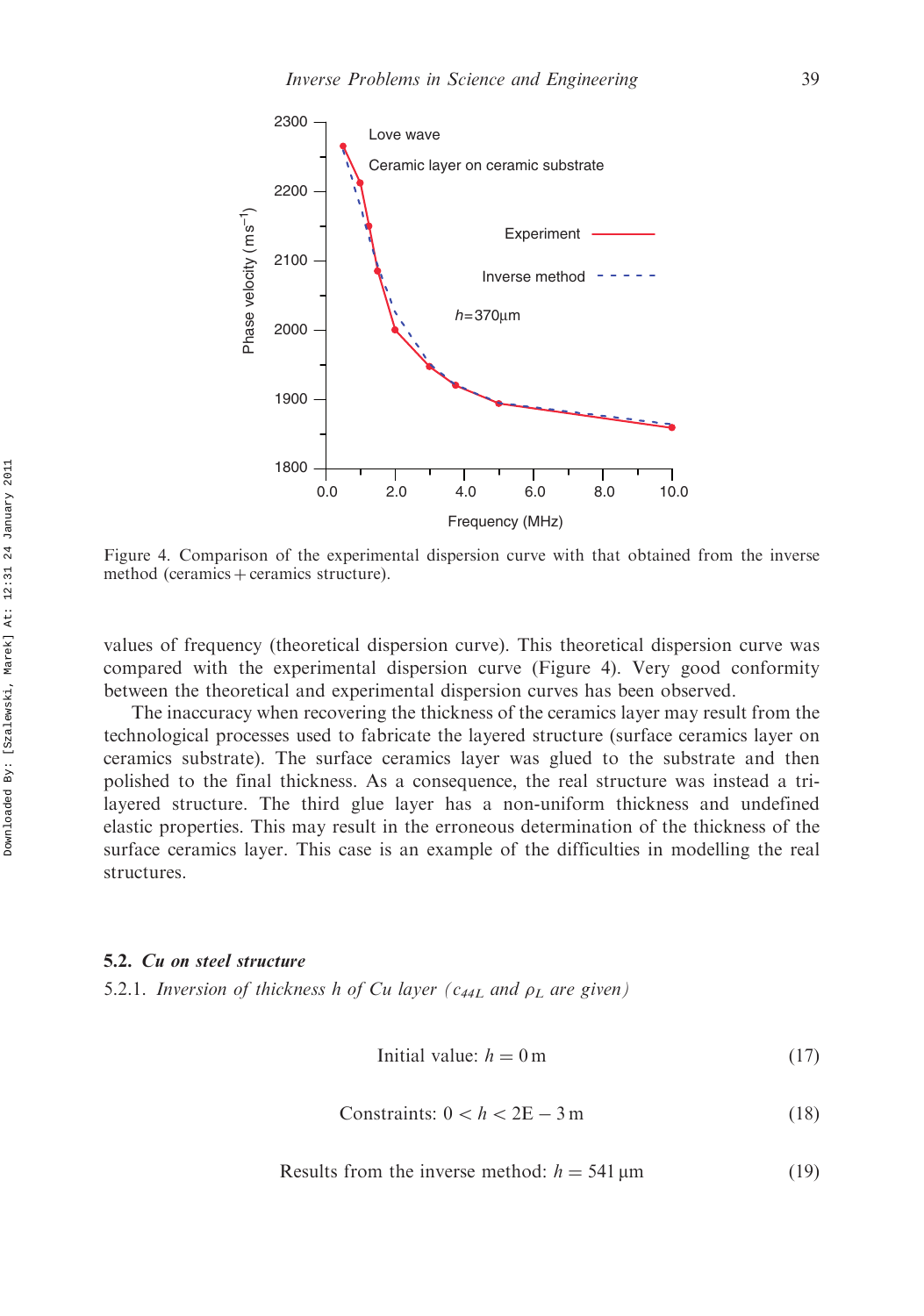Figure 4. Comparison of the experimental dispersion curve with that obtained from the inverse method (ceramics + ceramics structure).

values of frequency (theoretical dispersion curve). This theoretical dispersion curve was compared with the experimental dispersion curve (Figure 4). Very good conformity between the theoretical and experimental dispersion curves has been observed.

The inaccuracy when recovering the thickness of the ceramics layer may result from the technological processes used to fabricate the layered structure (surface ceramics layer on ceramics substrate). The surface ceramics layer was glued to the substrate and then polished to the final thickness. As a consequence, the real structure was instead a tri-layered structure. The third glue layer has a non-uniform thickness and undefined elastic properties. This may result in the erroneous determination of the thickness of the surface ceramics layer. This case is an example of the difficulties in modelling the real structures.

### 5.2. *Cu on steel structure*

#### 5.2.1. *Inversion of thickness h of Cu layer ($c_{44L}$ and $\rho_L$ are given)*

$$\text{Initial value: } h = 0\,\text{m} \tag{17}$$

$$\text{Constraints: } 0 < h < 2\text{E}-3\,\text{m} \tag{18}$$

$$\text{Results from the inverse method: } h = 541\,\mu\text{m} \tag{19}$$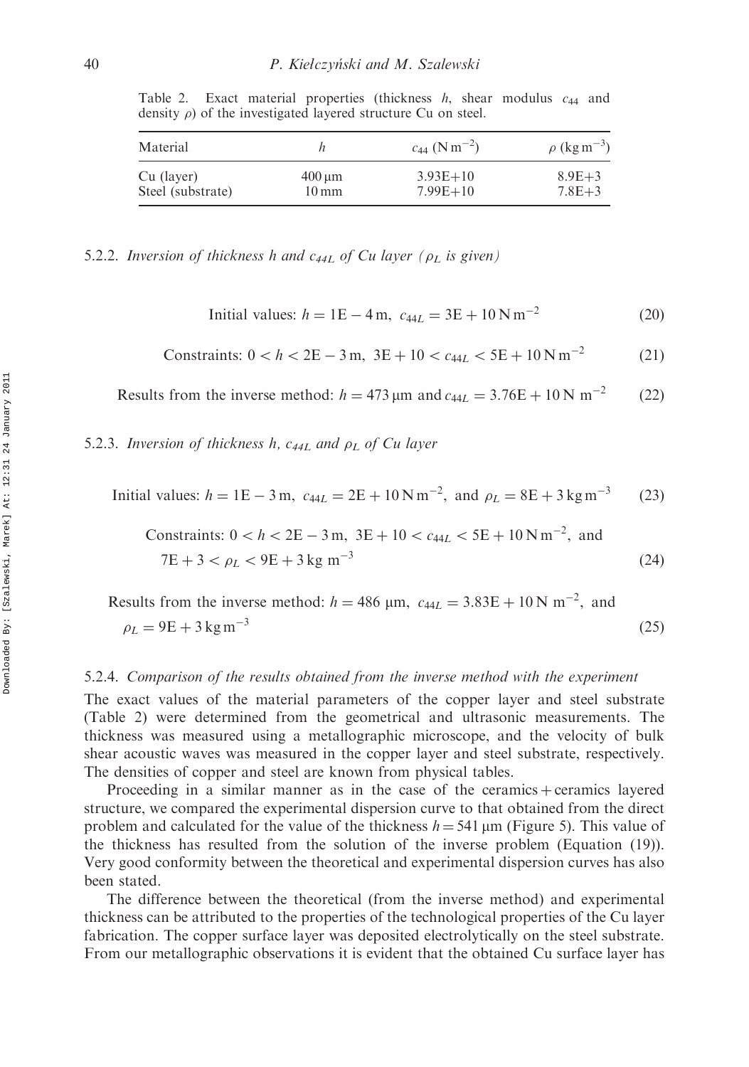Table 2. Exact material properties (thickness $h$, shear modulus $c_{44}$ and density $\rho$) of the investigated layered structure Cu on steel.

| Material | $h$ | $c_{44}$ (N m$^{-2}$) | $\rho$ (kg m$^{-3}$) |
|---|---|---|---|
| Cu (layer) | 400 μm | 3.93E+10 | 8.9E+3 |
| Steel (substrate) | 10 mm | 7.99E+10 | 7.8E+3 |

### 5.2.2. *Inversion of thickness h and $c_{44L}$ of Cu layer ($\rho_L$ is given)*

$$\text{Initial values: } h = 1\text{E}-4\,\text{m},\ c_{44L} = 3\text{E}+10\,\text{N}\,\text{m}^{-2} \tag{20}$$

$$\text{Constraints: } 0 < h < 2\text{E}-3\,\text{m},\ 3\text{E}+10 < c_{44L} < 5\text{E}+10\,\text{N}\,\text{m}^{-2} \tag{21}$$

$$\text{Results from the inverse method: } h = 473\,\mu\text{m and } c_{44L} = 3.76\text{E}+10\,\text{N m}^{-2} \tag{22}$$

### 5.2.3. *Inversion of thickness h, $c_{44L}$ and $\rho_L$ of Cu layer*

$$\text{Initial values: } h = 1\text{E}-3\,\text{m},\ c_{44L} = 2\text{E}+10\,\text{N}\,\text{m}^{-2},\ \text{and } \rho_L = 8\text{E}+3\,\text{kg}\,\text{m}^{-3} \tag{23}$$

$$\text{Constraints: } 0 < h < 2\text{E}-3\,\text{m},\ 3\text{E}+10 < c_{44L} < 5\text{E}+10\,\text{N}\,\text{m}^{-2},\ \text{and } 7\text{E}+3 < \rho_L < 9\text{E}+3\,\text{kg m}^{-3} \tag{24}$$

$$\text{Results from the inverse method: } h = 486\,\mu\text{m},\ c_{44L} = 3.83\text{E}+10\,\text{N m}^{-2},\ \text{and } \rho_L = 9\text{E}+3\,\text{kg}\,\text{m}^{-3} \tag{25}$$

### 5.2.4. *Comparison of the results obtained from the inverse method with the experiment*

The exact values of the material parameters of the copper layer and steel substrate (Table 2) were determined from the geometrical and ultrasonic measurements. The thickness was measured using a metallographic microscope, and the velocity of bulk shear acoustic waves was measured in the copper layer and steel substrate, respectively. The densities of copper and steel are known from physical tables.

Proceeding in a similar manner as in the case of the ceramics + ceramics layered structure, we compared the experimental dispersion curve to that obtained from the direct problem and calculated for the value of the thickness $h = 541$ μm (Figure 5). This value of the thickness has resulted from the solution of the inverse problem (Equation (19)). Very good conformity between the theoretical and experimental dispersion curves has also been stated.

The difference between the theoretical (from the inverse method) and experimental thickness can be attributed to the properties of the technological properties of the Cu layer fabrication. The copper surface layer was deposited electrolytically on the steel substrate. From our metallographic observations it is evident that the obtained Cu surface layer has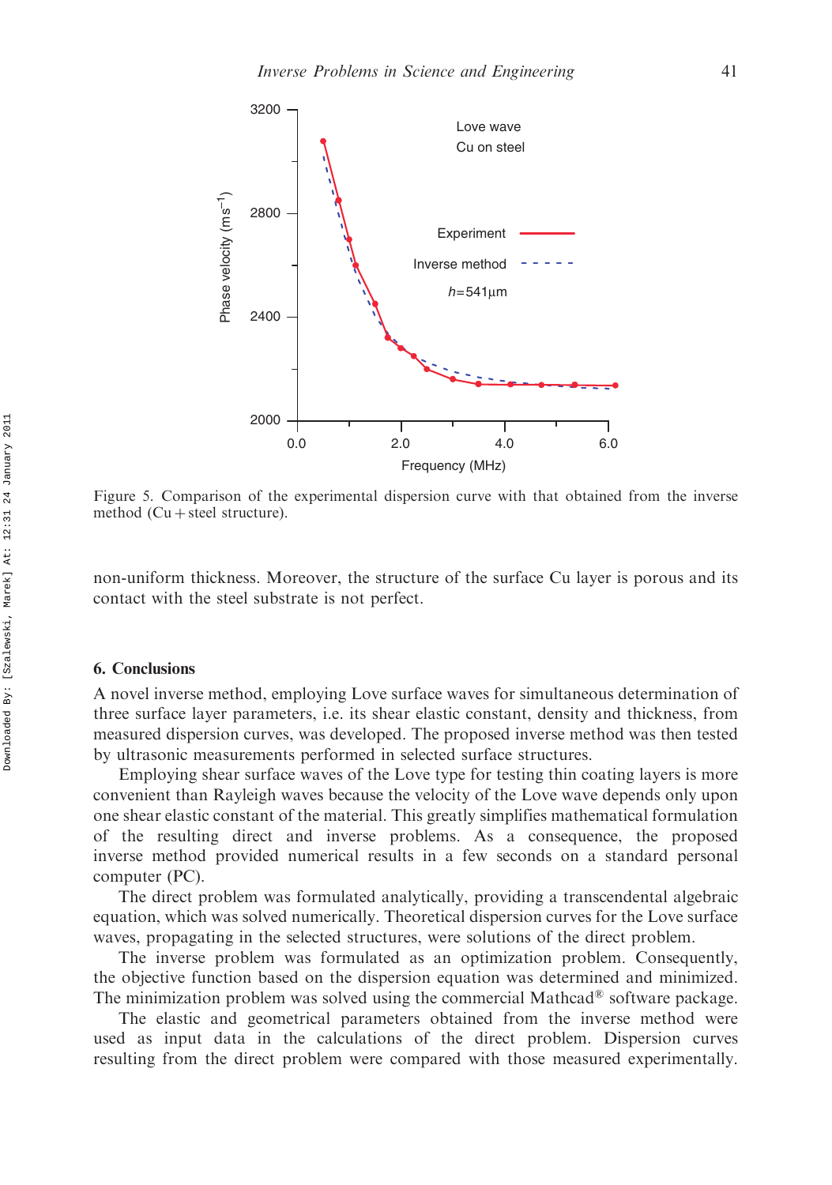Figure 5. Comparison of the experimental dispersion curve with that obtained from the inverse method (Cu + steel structure).

non-uniform thickness. Moreover, the structure of the surface Cu layer is porous and its contact with the steel substrate is not perfect.

## 6. Conclusions

A novel inverse method, employing Love surface waves for simultaneous determination of three surface layer parameters, i.e. its shear elastic constant, density and thickness, from measured dispersion curves, was developed. The proposed inverse method was then tested by ultrasonic measurements performed in selected surface structures.

Employing shear surface waves of the Love type for testing thin coating layers is more convenient than Rayleigh waves because the velocity of the Love wave depends only upon one shear elastic constant of the material. This greatly simplifies mathematical formulation of the resulting direct and inverse problems. As a consequence, the proposed inverse method provided numerical results in a few seconds on a standard personal computer (PC).

The direct problem was formulated analytically, providing a transcendental algebraic equation, which was solved numerically. Theoretical dispersion curves for the Love surface waves, propagating in the selected structures, were solutions of the direct problem.

The inverse problem was formulated as an optimization problem. Consequently, the objective function based on the dispersion equation was determined and minimized. The minimization problem was solved using the commercial Mathcad® software package.

The elastic and geometrical parameters obtained from the inverse method were used as input data in the calculations of the direct problem. Dispersion curves resulting from the direct problem were compared with those measured experimentally.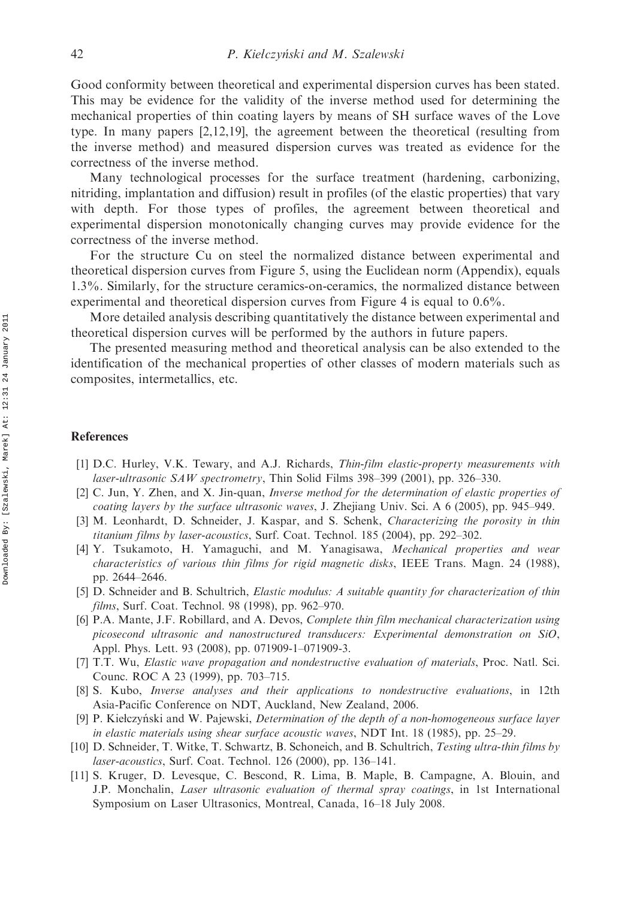Good conformity between theoretical and experimental dispersion curves has been stated. This may be evidence for the validity of the inverse method used for determining the mechanical properties of thin coating layers by means of SH surface waves of the Love type. In many papers [2,12,19], the agreement between the theoretical (resulting from the inverse method) and measured dispersion curves was treated as evidence for the correctness of the inverse method.

Many technological processes for the surface treatment (hardening, carbonizing, nitriding, implantation and diffusion) result in profiles (of the elastic properties) that vary with depth. For those types of profiles, the agreement between theoretical and experimental dispersion monotonically changing curves may provide evidence for the correctness of the inverse method.

For the structure Cu on steel the normalized distance between experimental and theoretical dispersion curves from Figure 5, using the Euclidean norm (Appendix), equals 1.3%. Similarly, for the structure ceramics-on-ceramics, the normalized distance between experimental and theoretical dispersion curves from Figure 4 is equal to 0.6%.

More detailed analysis describing quantitatively the distance between experimental and theoretical dispersion curves will be performed by the authors in future papers.

The presented measuring method and theoretical analysis can be also extended to the identification of the mechanical properties of other classes of modern materials such as composites, intermetallics, etc.

## References

[1] D.C. Hurley, V.K. Tewary, and A.J. Richards, *Thin-film elastic-property measurements with laser-ultrasonic SAW spectrometry*, Thin Solid Films 398–399 (2001), pp. 326–330.

[2] C. Jun, Y. Zhen, and X. Jin-quan, *Inverse method for the determination of elastic properties of coating layers by the surface ultrasonic waves*, J. Zhejiang Univ. Sci. A 6 (2005), pp. 945–949.

[3] M. Leonhardt, D. Schneider, J. Kaspar, and S. Schenk, *Characterizing the porosity in thin titanium films by laser-acoustics*, Surf. Coat. Technol. 185 (2004), pp. 292–302.

[4] Y. Tsukamoto, H. Yamaguchi, and M. Yanagisawa, *Mechanical properties and wear characteristics of various thin films for rigid magnetic disks*, IEEE Trans. Magn. 24 (1988), pp. 2644–2646.

[5] D. Schneider and B. Schultrich, *Elastic modulus: A suitable quantity for characterization of thin films*, Surf. Coat. Technol. 98 (1998), pp. 962–970.

[6] P.A. Mante, J.F. Robillard, and A. Devos, *Complete thin film mechanical characterization using picosecond ultrasonic and nanostructured transducers: Experimental demonstration on SiO*, Appl. Phys. Lett. 93 (2008), pp. 071909-1–071909-3.

[7] T.T. Wu, *Elastic wave propagation and nondestructive evaluation of materials*, Proc. Natl. Sci. Counc. ROC A 23 (1999), pp. 703–715.

[8] S. Kubo, *Inverse analyses and their applications to nondestructive evaluations*, in 12th Asia-Pacific Conference on NDT, Auckland, New Zealand, 2006.

[9] P. Kiełczyński and W. Pajewski, *Determination of the depth of a non-homogeneous surface layer in elastic materials using shear surface acoustic waves*, NDT Int. 18 (1985), pp. 25–29.

[10] D. Schneider, T. Witke, T. Schwartz, B. Schoneich, and B. Schultrich, *Testing ultra-thin films by laser-acoustics*, Surf. Coat. Technol. 126 (2000), pp. 136–141.

[11] S. Kruger, D. Levesque, C. Bescond, R. Lima, B. Maple, B. Campagne, A. Blouin, and J.P. Monchalin, *Laser ultrasonic evaluation of thermal spray coatings*, in 1st International Symposium on Laser Ultrasonics, Montreal, Canada, 16–18 July 2008.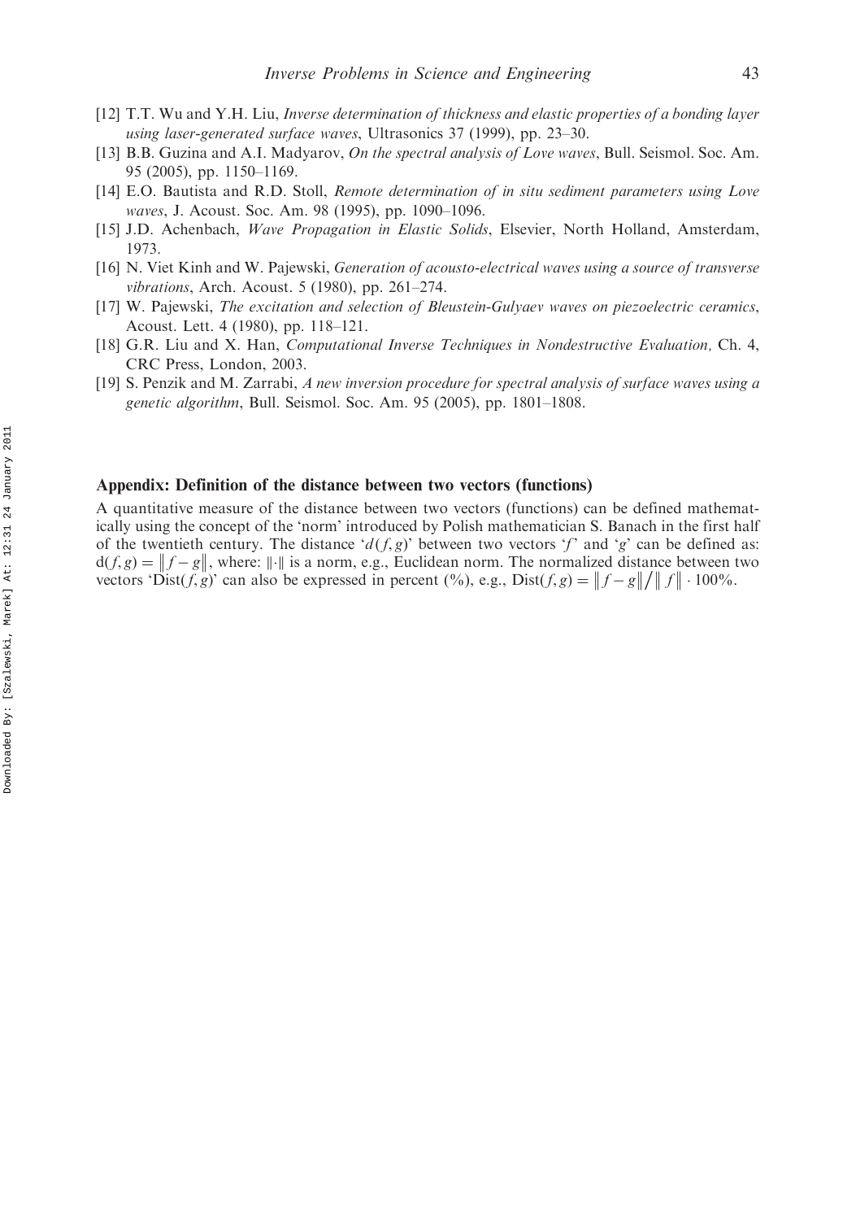[12] T.T. Wu and Y.H. Liu, *Inverse determination of thickness and elastic properties of a bonding layer using laser-generated surface waves*, Ultrasonics 37 (1999), pp. 23–30.

[13] B.B. Guzina and A.I. Madyarov, *On the spectral analysis of Love waves*, Bull. Seismol. Soc. Am. 95 (2005), pp. 1150–1169.

[14] E.O. Bautista and R.D. Stoll, *Remote determination of in situ sediment parameters using Love waves*, J. Acoust. Soc. Am. 98 (1995), pp. 1090–1096.

[15] J.D. Achenbach, *Wave Propagation in Elastic Solids*, Elsevier, North Holland, Amsterdam, 1973.

[16] N. Viet Kinh and W. Pajewski, *Generation of acousto-electrical waves using a source of transverse vibrations*, Arch. Acoust. 5 (1980), pp. 261–274.

[17] W. Pajewski, *The excitation and selection of Bleustein-Gulyaev waves on piezoelectric ceramics*, Acoust. Lett. 4 (1980), pp. 118–121.

[18] G.R. Liu and X. Han, *Computational Inverse Techniques in Nondestructive Evaluation,* Ch. 4, CRC Press, London, 2003.

[19] S. Penzik and M. Zarrabi, *A new inversion procedure for spectral analysis of surface waves using a genetic algorithm*, Bull. Seismol. Soc. Am. 95 (2005), pp. 1801–1808.

## Appendix: Definition of the distance between two vectors (functions)

A quantitative measure of the distance between two vectors (functions) can be defined mathematically using the concept of the 'norm' introduced by Polish mathematician S. Banach in the first half of the twentieth century. The distance '$d(f,g)$' between two vectors '$f$' and '$g$' can be defined as: $\mathrm{d}(f,g) = \|f - g\|$, where: $\|\cdot\|$ is a norm, e.g., Euclidean norm. The normalized distance between two vectors '$\mathrm{Dist}(f,g)$' can also be expressed in percent (%), e.g., $\mathrm{Dist}(f,g) = \|f - g\| / \|f\| \cdot 100\%$.